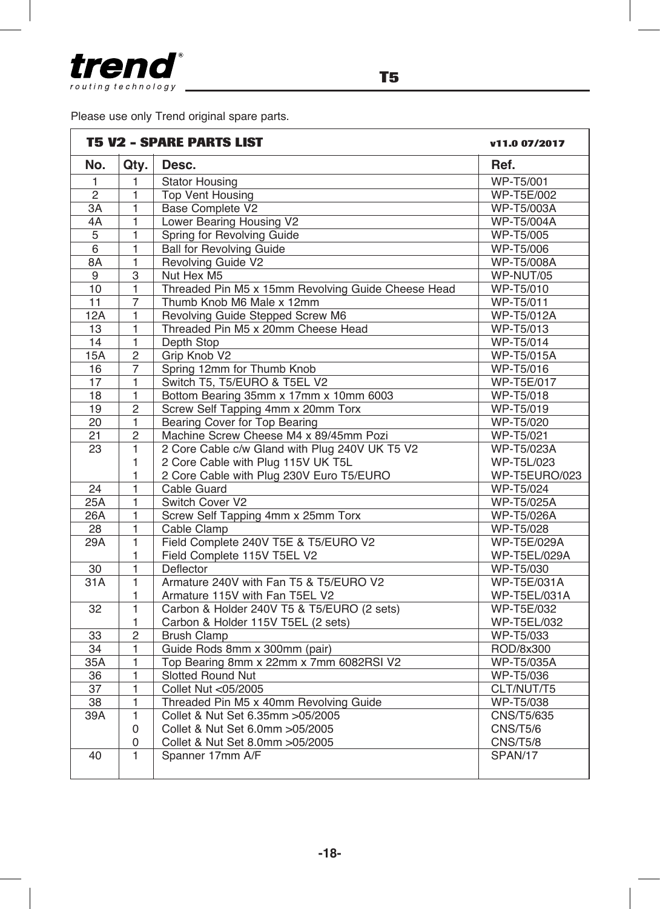Please use only Trend original spare parts.

## T5 V2 - SPARE PARTS LIST

v11.0 07/2017

| No. | Qty. | Desc. | Ref. |
|---|---|---|---|
| 1 | 1 | Stator Housing | WP-T5/001 |
| 2 | 1 | Top Vent Housing | WP-T5E/002 |
| 3A | 1 | Base Complete V2 | WP-T5/003A |
| 4A | 1 | Lower Bearing Housing V2 | WP-T5/004A |
| 5 | 1 | Spring for Revolving Guide | WP-T5/005 |
| 6 | 1 | Ball for Revolving Guide | WP-T5/006 |
| 8A | 1 | Revolving Guide V2 | WP-T5/008A |
| 9 | 3 | Nut Hex M5 | WP-NUT/05 |
| 10 | 1 | Threaded Pin M5 x 15mm Revolving Guide Cheese Head | WP-T5/010 |
| 11 | 7 | Thumb Knob M6 Male x 12mm | WP-T5/011 |
| 12A | 1 | Revolving Guide Stepped Screw M6 | WP-T5/012A |
| 13 | 1 | Threaded Pin M5 x 20mm Cheese Head | WP-T5/013 |
| 14 | 1 | Depth Stop | WP-T5/014 |
| 15A | 2 | Grip Knob V2 | WP-T5/015A |
| 16 | 7 | Spring 12mm for Thumb Knob | WP-T5/016 |
| 17 | 1 | Switch T5, T5/EURO & T5EL V2 | WP-T5E/017 |
| 18 | 1 | Bottom Bearing 35mm x 17mm x 10mm 6003 | WP-T5/018 |
| 19 | 2 | Screw Self Tapping 4mm x 20mm Torx | WP-T5/019 |
| 20 | 1 | Bearing Cover for Top Bearing | WP-T5/020 |
| 21 | 2 | Machine Screw Cheese M4 x 89/45mm Pozi | WP-T5/021 |
| 23 | 1 | 2 Core Cable c/w Gland with Plug 240V UK T5 V2 | WP-T5/023A |
| | 1 | 2 Core Cable with Plug 115V UK T5L | WP-T5L/023 |
| | 1 | 2 Core Cable with Plug 230V Euro T5/EURO | WP-T5EURO/023 |
| 24 | 1 | Cable Guard | WP-T5/024 |
| 25A | 1 | Switch Cover V2 | WP-T5/025A |
| 26A | 1 | Screw Self Tapping 4mm x 25mm Torx | WP-T5/026A |
| 28 | 1 | Cable Clamp | WP-T5/028 |
| 29A | 1 | Field Complete 240V T5E & T5/EURO V2 | WP-T5E/029A |
| | 1 | Field Complete 115V T5EL V2 | WP-T5EL/029A |
| 30 | 1 | Deflector | WP-T5/030 |
| 31A | 1 | Armature 240V with Fan T5 & T5/EURO V2 | WP-T5E/031A |
| | 1 | Armature 115V with Fan T5EL V2 | WP-T5EL/031A |
| 32 | 1 | Carbon & Holder 240V T5 & T5/EURO (2 sets) | WP-T5E/032 |
| | 1 | Carbon & Holder 115V T5EL (2 sets) | WP-T5EL/032 |
| 33 | 2 | Brush Clamp | WP-T5/033 |
| 34 | 1 | Guide Rods 8mm x 300mm (pair) | ROD/8x300 |
| 35A | 1 | Top Bearing 8mm x 22mm x 7mm 6082RSI V2 | WP-T5/035A |
| 36 | 1 | Slotted Round Nut | WP-T5/036 |
| 37 | 1 | Collet Nut <05/2005 | CLT/NUT/T5 |
| 38 | 1 | Threaded Pin M5 x 40mm Revolving Guide | WP-T5/038 |
| 39A | 1 | Collet & Nut Set 6.35mm >05/2005 | CNS/T5/635 |
| | 0 | Collet & Nut Set 6.0mm >05/2005 | CNS/T5/6 |
| | 0 | Collet & Nut Set 8.0mm >05/2005 | CNS/T5/8 |
| 40 | 1 | Spanner 17mm A/F | SPAN/17 |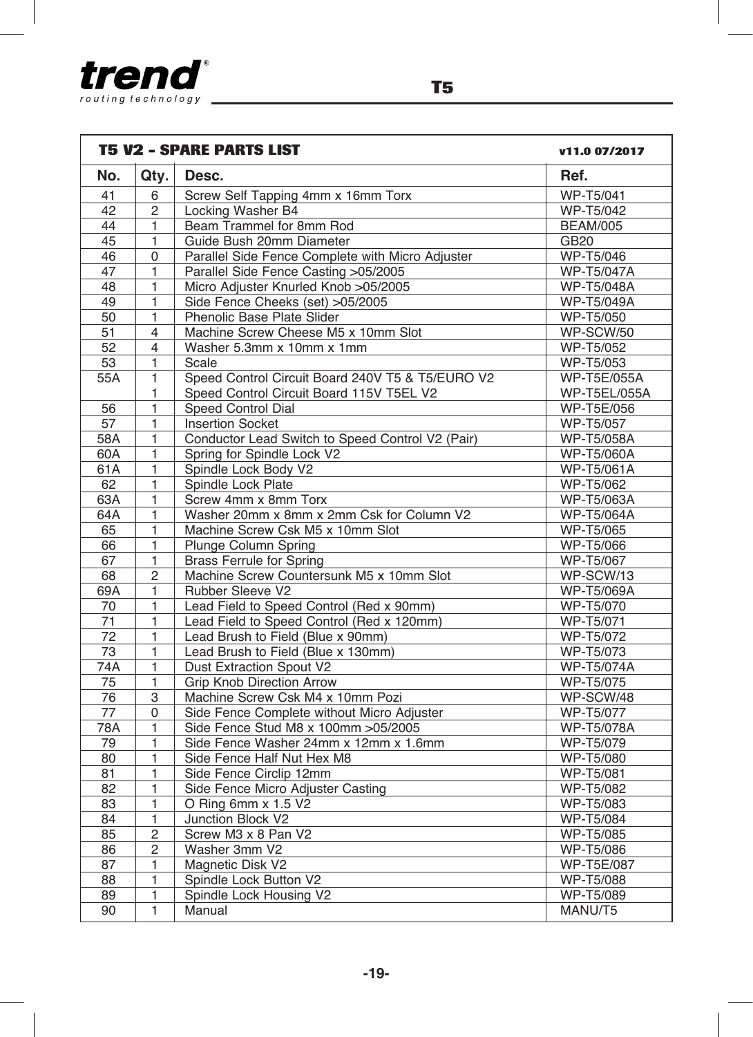## T5 V2 - SPARE PARTS LIST

v11.0 07/2017

| No. | Qty. | Desc. | Ref. |
|---|---|---|---|
| 41 | 6 | Screw Self Tapping 4mm x 16mm Torx | WP-T5/041 |
| 42 | 2 | Locking Washer B4 | WP-T5/042 |
| 44 | 1 | Beam Trammel for 8mm Rod | BEAM/005 |
| 45 | 1 | Guide Bush 20mm Diameter | GB20 |
| 46 | 0 | Parallel Side Fence Complete with Micro Adjuster | WP-T5/046 |
| 47 | 1 | Parallel Side Fence Casting >05/2005 | WP-T5/047A |
| 48 | 1 | Micro Adjuster Knurled Knob >05/2005 | WP-T5/048A |
| 49 | 1 | Side Fence Cheeks (set) >05/2005 | WP-T5/049A |
| 50 | 1 | Phenolic Base Plate Slider | WP-T5/050 |
| 51 | 4 | Machine Screw Cheese M5 x 10mm Slot | WP-SCW/50 |
| 52 | 4 | Washer 5.3mm x 10mm x 1mm | WP-T5/052 |
| 53 | 1 | Scale | WP-T5/053 |
| 55A | 1 | Speed Control Circuit Board 240V T5 & T5/EURO V2 | WP-T5E/055A |
| | 1 | Speed Control Circuit Board 115V T5EL V2 | WP-T5EL/055A |
| 56 | 1 | Speed Control Dial | WP-T5E/056 |
| 57 | 1 | Insertion Socket | WP-T5/057 |
| 58A | 1 | Conductor Lead Switch to Speed Control V2 (Pair) | WP-T5/058A |
| 60A | 1 | Spring for Spindle Lock V2 | WP-T5/060A |
| 61A | 1 | Spindle Lock Body V2 | WP-T5/061A |
| 62 | 1 | Spindle Lock Plate | WP-T5/062 |
| 63A | 1 | Screw 4mm x 8mm Torx | WP-T5/063A |
| 64A | 1 | Washer 20mm x 8mm x 2mm Csk for Column V2 | WP-T5/064A |
| 65 | 1 | Machine Screw Csk M5 x 10mm Slot | WP-T5/065 |
| 66 | 1 | Plunge Column Spring | WP-T5/066 |
| 67 | 1 | Brass Ferrule for Spring | WP-T5/067 |
| 68 | 2 | Machine Screw Countersunk M5 x 10mm Slot | WP-SCW/13 |
| 69A | 1 | Rubber Sleeve V2 | WP-T5/069A |
| 70 | 1 | Lead Field to Speed Control (Red x 90mm) | WP-T5/070 |
| 71 | 1 | Lead Field to Speed Control (Red x 120mm) | WP-T5/071 |
| 72 | 1 | Lead Brush to Field (Blue x 90mm) | WP-T5/072 |
| 73 | 1 | Lead Brush to Field (Blue x 130mm) | WP-T5/073 |
| 74A | 1 | Dust Extraction Spout V2 | WP-T5/074A |
| 75 | 1 | Grip Knob Direction Arrow | WP-T5/075 |
| 76 | 3 | Machine Screw Csk M4 x 10mm Pozi | WP-SCW/48 |
| 77 | 0 | Side Fence Complete without Micro Adjuster | WP-T5/077 |
| 78A | 1 | Side Fence Stud M8 x 100mm >05/2005 | WP-T5/078A |
| 79 | 1 | Side Fence Washer 24mm x 12mm x 1.6mm | WP-T5/079 |
| 80 | 1 | Side Fence Half Nut Hex M8 | WP-T5/080 |
| 81 | 1 | Side Fence Circlip 12mm | WP-T5/081 |
| 82 | 1 | Side Fence Micro Adjuster Casting | WP-T5/082 |
| 83 | 1 | O Ring 6mm x 1.5 V2 | WP-T5/083 |
| 84 | 1 | Junction Block V2 | WP-T5/084 |
| 85 | 2 | Screw M3 x 8 Pan V2 | WP-T5/085 |
| 86 | 2 | Washer 3mm V2 | WP-T5/086 |
| 87 | 1 | Magnetic Disk V2 | WP-T5E/087 |
| 88 | 1 | Spindle Lock Button V2 | WP-T5/088 |
| 89 | 1 | Spindle Lock Housing V2 | WP-T5/089 |
| 90 | 1 | Manual | MANU/T5 |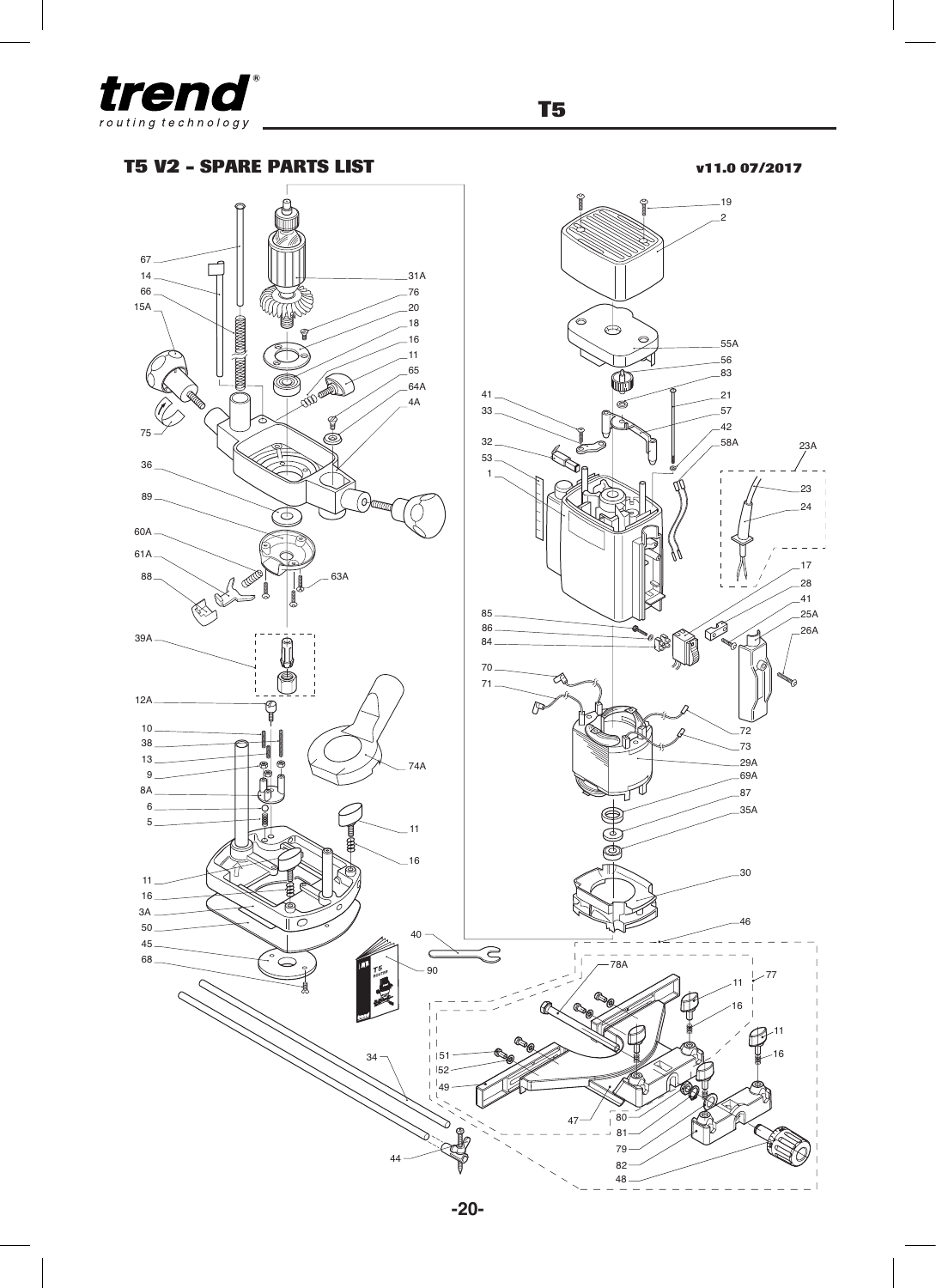## T5 V2 - SPARE PARTS LIST

v11.0 07/2017